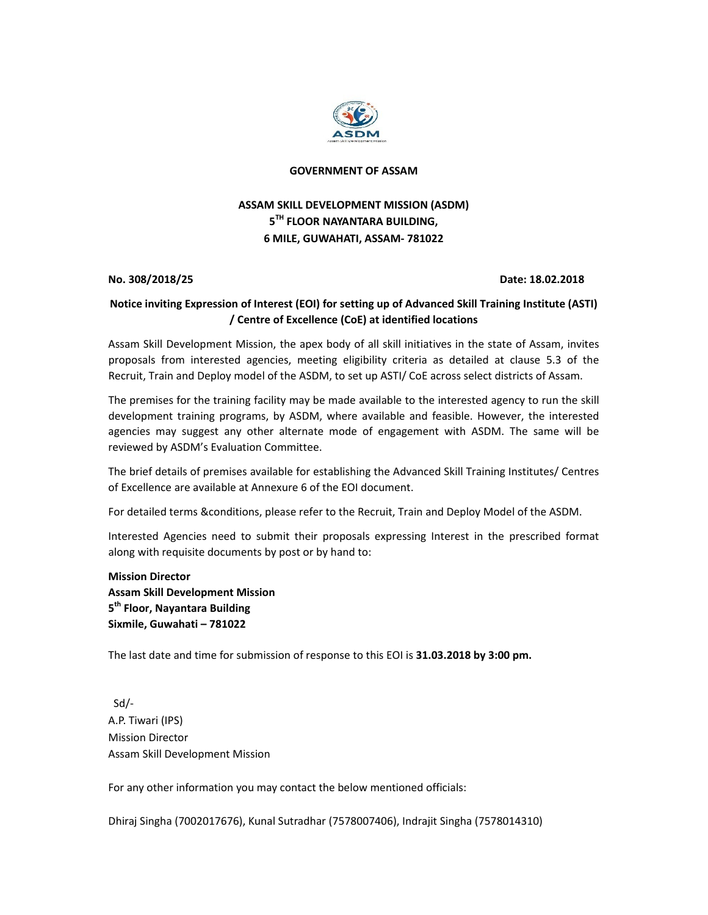**GOVERNMENT OF ASSAM**

**ASSAM SKILL DEVELOPMENT MISSION (ASDM)**
**5$^{TH}$ FLOOR NAYANTARA BUILDING,**
**6 MILE, GUWAHATI, ASSAM- 781022**

**No. 308/2018/25** **Date: 18.02.2018**

**Notice inviting Expression of Interest (EOI) for setting up of Advanced Skill Training Institute (ASTI) / Centre of Excellence (CoE) at identified locations**

Assam Skill Development Mission, the apex body of all skill initiatives in the state of Assam, invites proposals from interested agencies, meeting eligibility criteria as detailed at clause 5.3 of the Recruit, Train and Deploy model of the ASDM, to set up ASTI/ CoE across select districts of Assam.

The premises for the training facility may be made available to the interested agency to run the skill development training programs, by ASDM, where available and feasible. However, the interested agencies may suggest any other alternate mode of engagement with ASDM. The same will be reviewed by ASDM's Evaluation Committee.

The brief details of premises available for establishing the Advanced Skill Training Institutes/ Centres of Excellence are available at Annexure 6 of the EOI document.

For detailed terms &conditions, please refer to the Recruit, Train and Deploy Model of the ASDM.

Interested Agencies need to submit their proposals expressing Interest in the prescribed format along with requisite documents by post or by hand to:

**Mission Director**
**Assam Skill Development Mission**
**5$^{th}$ Floor, Nayantara Building**
**Sixmile, Guwahati – 781022**

The last date and time for submission of response to this EOI is **31.03.2018 by 3:00 pm.**

Sd/-
A.P. Tiwari (IPS)
Mission Director
Assam Skill Development Mission

For any other information you may contact the below mentioned officials:

Dhiraj Singha (7002017676), Kunal Sutradhar (7578007406), Indrajit Singha (7578014310)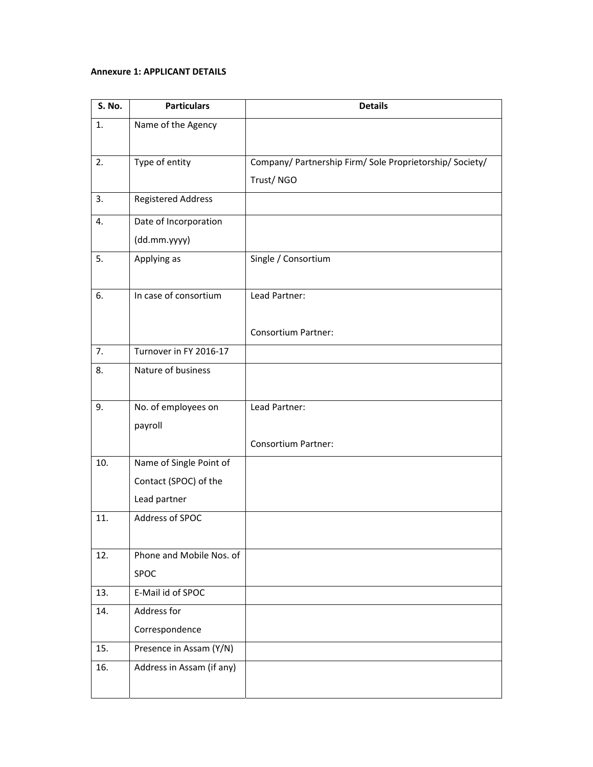**Annexure 1: APPLICANT DETAILS**

| S. No. | Particulars | Details |
|---|---|---|
| 1. | Name of the Agency | |
| 2. | Type of entity | Company/ Partnership Firm/ Sole Proprietorship/ Society/ Trust/ NGO |
| 3. | Registered Address | |
| 4. | Date of Incorporation (dd.mm.yyyy) | |
| 5. | Applying as | Single / Consortium |
| 6. | In case of consortium | Lead Partner:<br><br>Consortium Partner: |
| 7. | Turnover in FY 2016-17 | |
| 8. | Nature of business | |
| 9. | No. of employees on payroll | Lead Partner:<br><br>Consortium Partner: |
| 10. | Name of Single Point of Contact (SPOC) of the Lead partner | |
| 11. | Address of SPOC | |
| 12. | Phone and Mobile Nos. of SPOC | |
| 13. | E-Mail id of SPOC | |
| 14. | Address for Correspondence | |
| 15. | Presence in Assam (Y/N) | |
| 16. | Address in Assam (if any) | |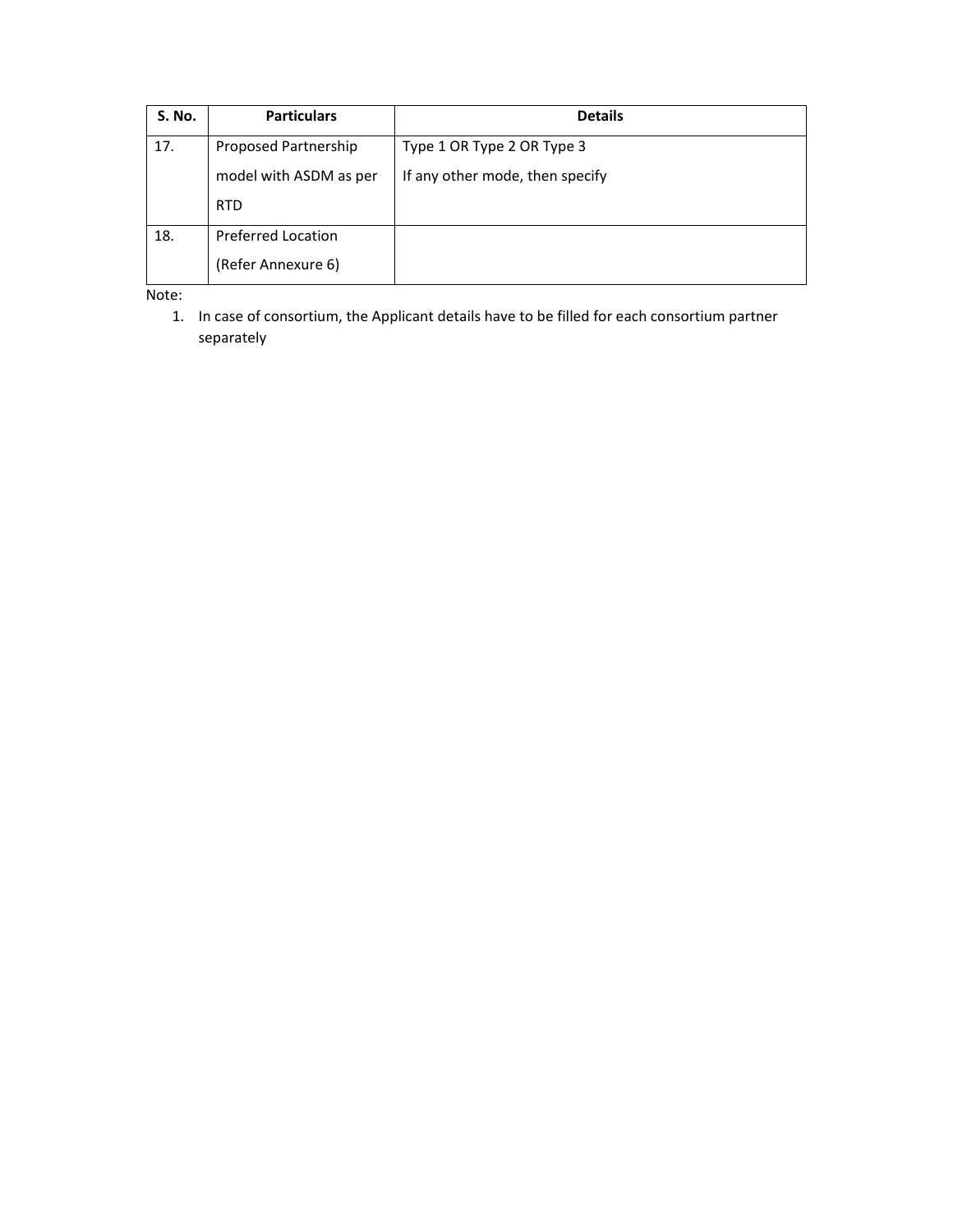| S. No. | Particulars | Details |
|---|---|---|
| 17. | Proposed Partnership model with ASDM as per RTD | Type 1 OR Type 2 OR Type 3<br>If any other mode, then specify |
| 18. | Preferred Location (Refer Annexure 6) | |

Note:

1. In case of consortium, the Applicant details have to be filled for each consortium partner separately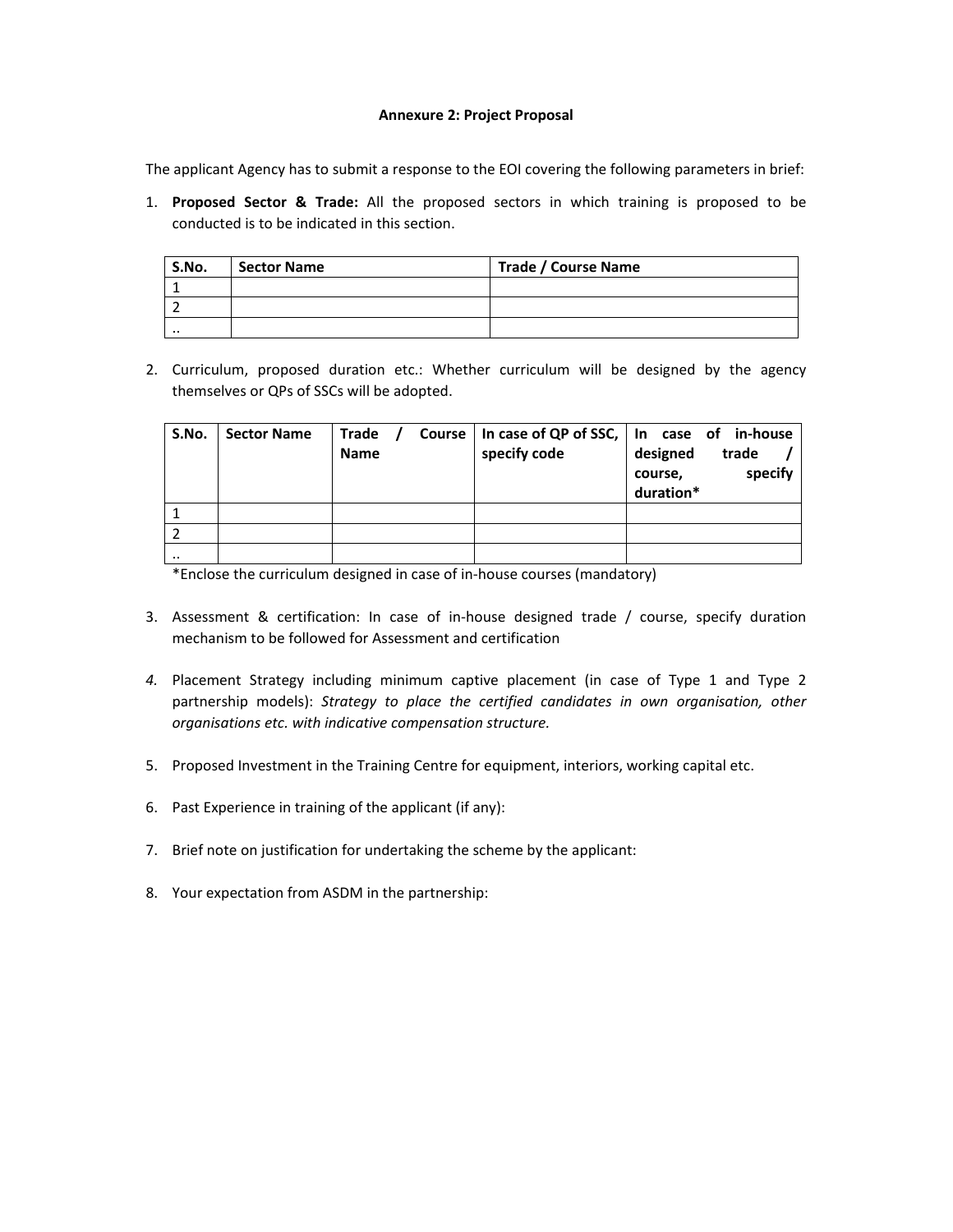**Annexure 2: Project Proposal**

The applicant Agency has to submit a response to the EOI covering the following parameters in brief:

1. **Proposed Sector & Trade:** All the proposed sectors in which training is proposed to be conducted is to be indicated in this section.

| S.No. | Sector Name | Trade / Course Name |
|---|---|---|
| 1 | | |
| 2 | | |
| .. | | |

2. Curriculum, proposed duration etc.: Whether curriculum will be designed by the agency themselves or QPs of SSCs will be adopted.

| S.No. | Sector Name | Trade / Course Name | In case of QP of SSC, specify code | In case of in-house designed trade / course, specify duration* |
|---|---|---|---|---|
| 1 | | | | |
| 2 | | | | |
| .. | | | | |

*Enclose the curriculum designed in case of in-house courses (mandatory)

3. Assessment & certification: In case of in-house designed trade / course, specify duration mechanism to be followed for Assessment and certification

4. Placement Strategy including minimum captive placement (in case of Type 1 and Type 2 partnership models): *Strategy to place the certified candidates in own organisation, other organisations etc. with indicative compensation structure.*

5. Proposed Investment in the Training Centre for equipment, interiors, working capital etc.

6. Past Experience in training of the applicant (if any):

7. Brief note on justification for undertaking the scheme by the applicant:

8. Your expectation from ASDM in the partnership: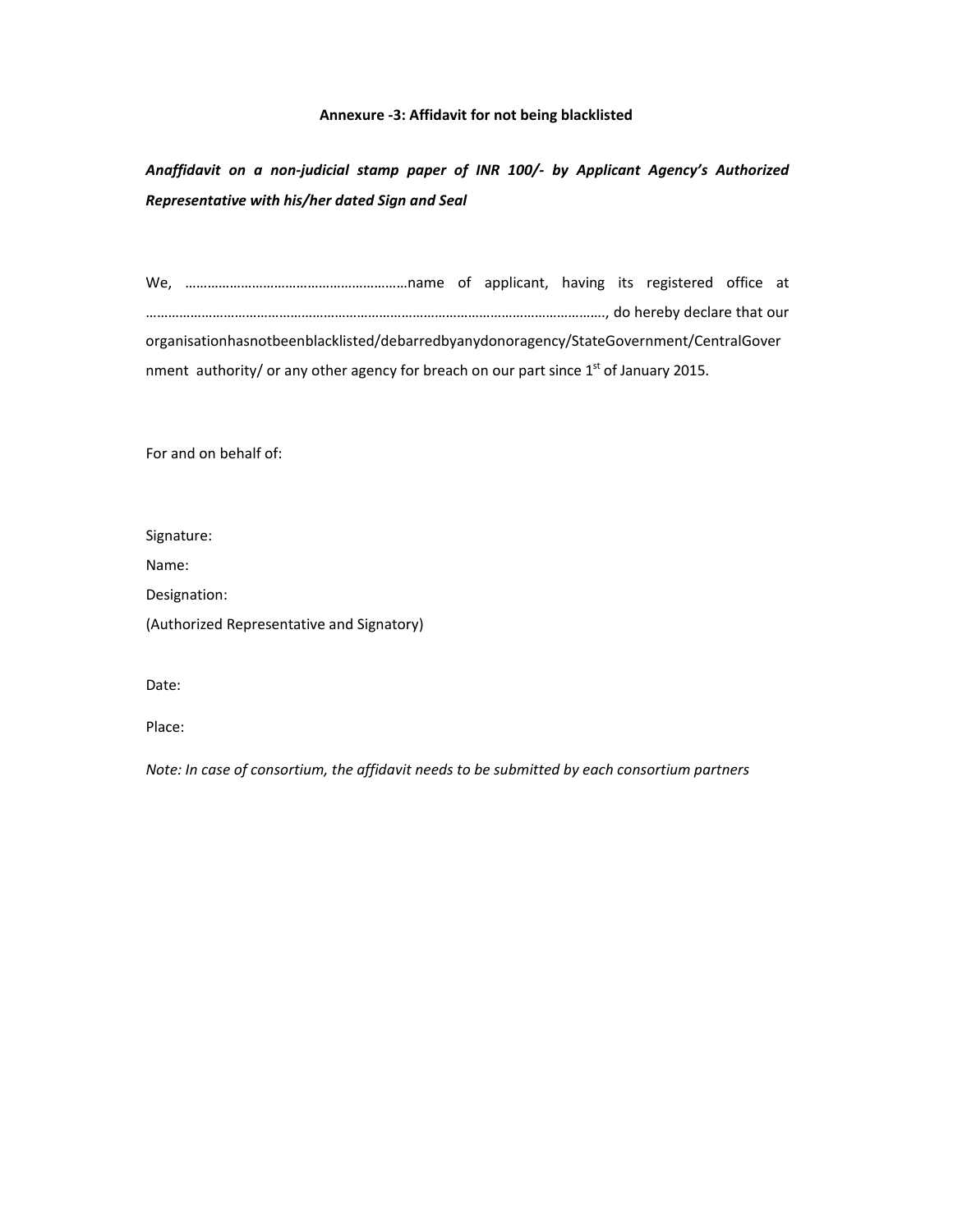**Annexure -3: Affidavit for not being blacklisted**

***Anaffidavit on a non-judicial stamp paper of INR 100/- by Applicant Agency's Authorized Representative with his/her dated Sign and Seal***

We, ……………………………………………………name of applicant, having its registered office at ………………………………………………………………………………………………………………, do hereby declare that our organisationhasnotbeenblacklisted/debarredbyanydonoragency/StateGovernment/CentralGovernment authority/ or any other agency for breach on our part since 1st of January 2015.

For and on behalf of:

Signature:

Name:

Designation:

(Authorized Representative and Signatory)

Date:

Place:

*Note: In case of consortium, the affidavit needs to be submitted by each consortium partners*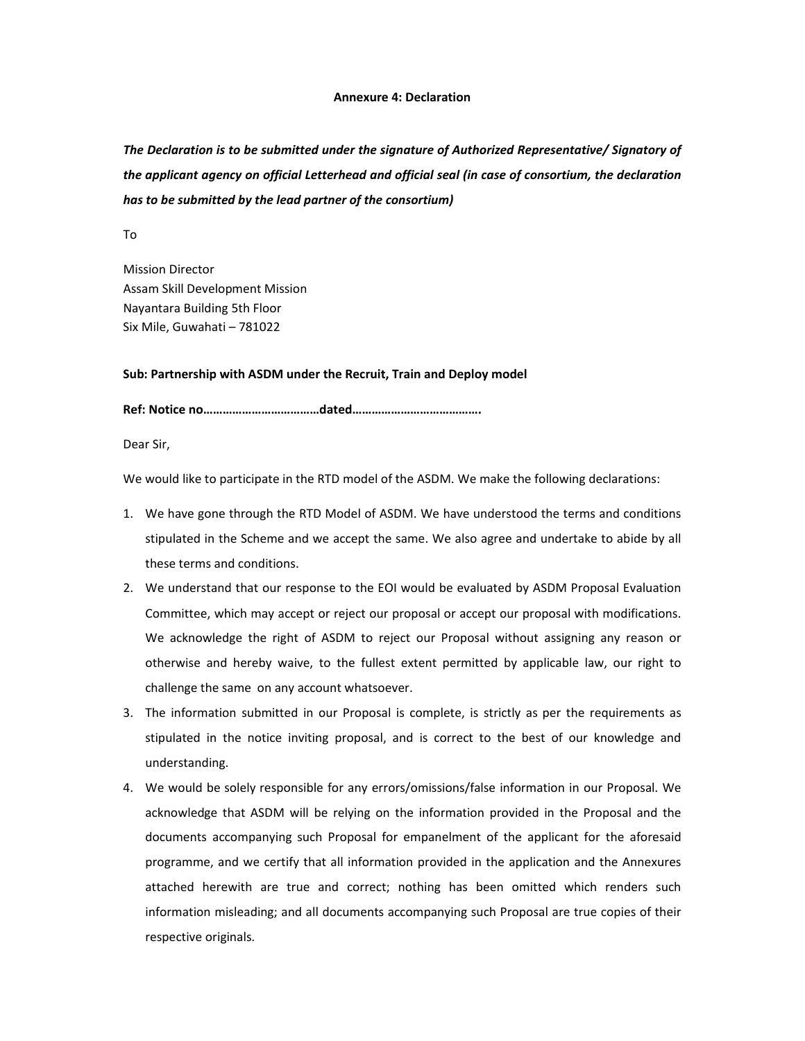**Annexure 4: Declaration**

***The Declaration is to be submitted under the signature of Authorized Representative/ Signatory of the applicant agency on official Letterhead and official seal (in case of consortium, the declaration has to be submitted by the lead partner of the consortium)***

To

Mission Director
Assam Skill Development Mission
Nayantara Building 5th Floor
Six Mile, Guwahati – 781022

**Sub: Partnership with ASDM under the Recruit, Train and Deploy model**

**Ref: Notice no………………………………dated………………………………….**

Dear Sir,

We would like to participate in the RTD model of the ASDM. We make the following declarations:

1. We have gone through the RTD Model of ASDM. We have understood the terms and conditions stipulated in the Scheme and we accept the same. We also agree and undertake to abide by all these terms and conditions.
2. We understand that our response to the EOI would be evaluated by ASDM Proposal Evaluation Committee, which may accept or reject our proposal or accept our proposal with modifications. We acknowledge the right of ASDM to reject our Proposal without assigning any reason or otherwise and hereby waive, to the fullest extent permitted by applicable law, our right to challenge the same on any account whatsoever.
3. The information submitted in our Proposal is complete, is strictly as per the requirements as stipulated in the notice inviting proposal, and is correct to the best of our knowledge and understanding.
4. We would be solely responsible for any errors/omissions/false information in our Proposal. We acknowledge that ASDM will be relying on the information provided in the Proposal and the documents accompanying such Proposal for empanelment of the applicant for the aforesaid programme, and we certify that all information provided in the application and the Annexures attached herewith are true and correct; nothing has been omitted which renders such information misleading; and all documents accompanying such Proposal are true copies of their respective originals.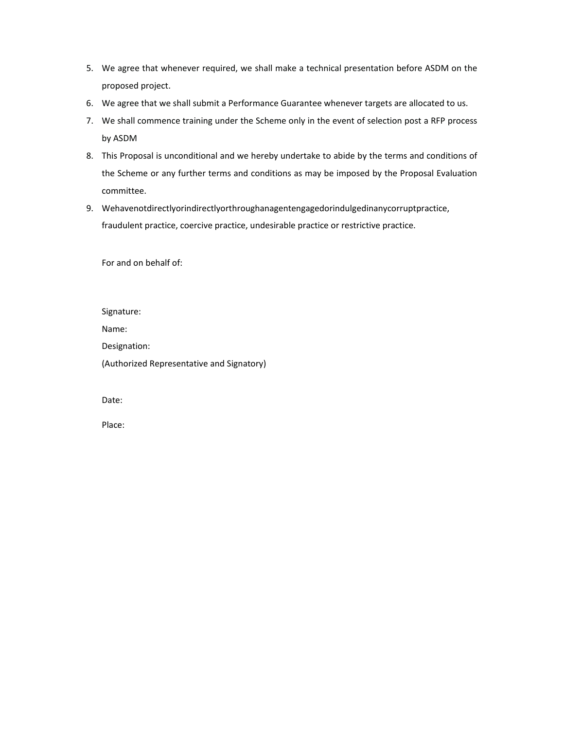5. We agree that whenever required, we shall make a technical presentation before ASDM on the proposed project.
6. We agree that we shall submit a Performance Guarantee whenever targets are allocated to us.
7. We shall commence training under the Scheme only in the event of selection post a RFP process by ASDM
8. This Proposal is unconditional and we hereby undertake to abide by the terms and conditions of the Scheme or any further terms and conditions as may be imposed by the Proposal Evaluation committee.
9. Wehavenotdirectlyorindirectlyorthroughanagentengagedorindulgedinanycorruptpractice, fraudulent practice, coercive practice, undesirable practice or restrictive practice.

For and on behalf of:

Signature:

Name:

Designation:

(Authorized Representative and Signatory)

Date:

Place: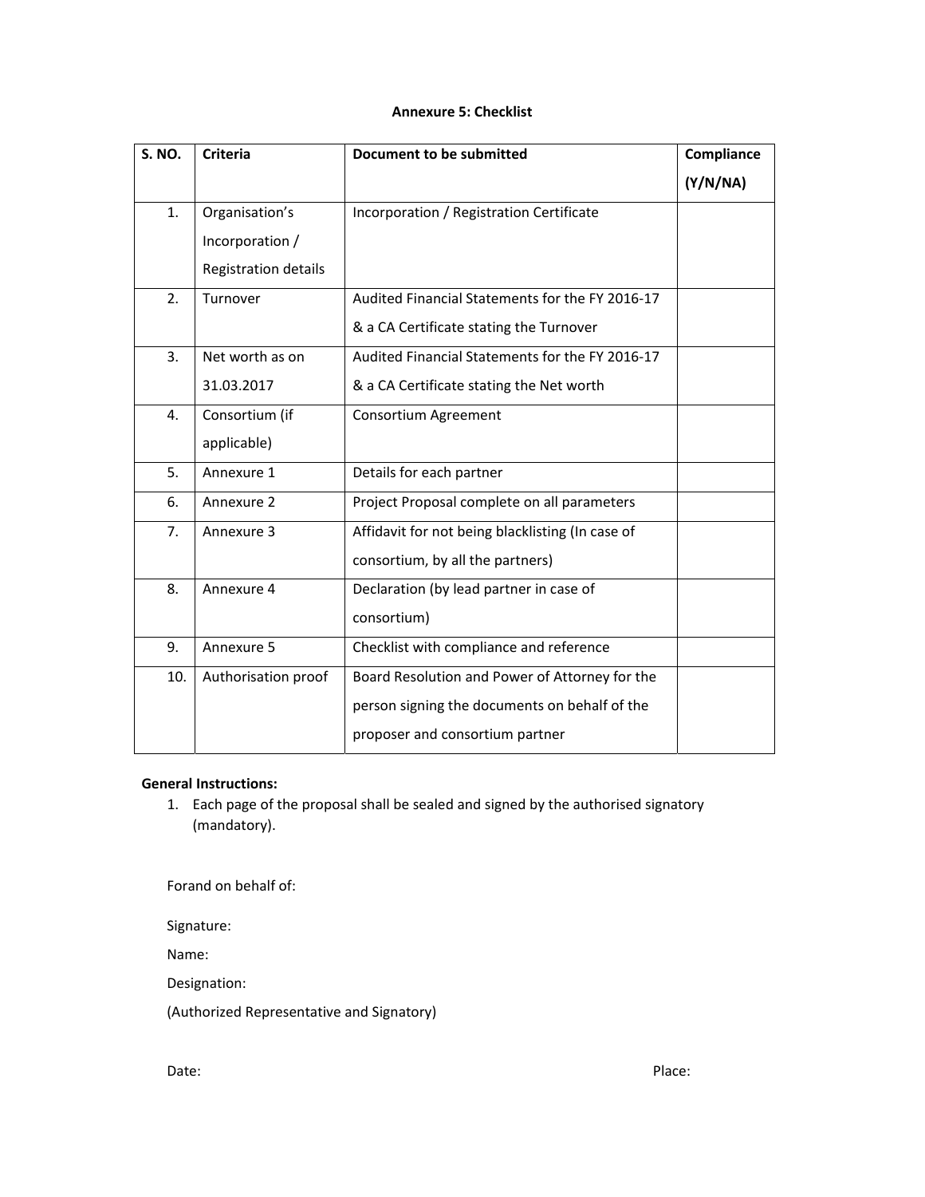# Annexure 5: Checklist

| S. NO. | Criteria | Document to be submitted | Compliance (Y/N/NA) |
|---|---|---|---|
| 1. | Organisation's Incorporation / Registration details | Incorporation / Registration Certificate | |
| 2. | Turnover | Audited Financial Statements for the FY 2016-17 & a CA Certificate stating the Turnover | |
| 3. | Net worth as on 31.03.2017 | Audited Financial Statements for the FY 2016-17 & a CA Certificate stating the Net worth | |
| 4. | Consortium (if applicable) | Consortium Agreement | |
| 5. | Annexure 1 | Details for each partner | |
| 6. | Annexure 2 | Project Proposal complete on all parameters | |
| 7. | Annexure 3 | Affidavit for not being blacklisting (In case of consortium, by all the partners) | |
| 8. | Annexure 4 | Declaration (by lead partner in case of consortium) | |
| 9. | Annexure 5 | Checklist with compliance and reference | |
| 10. | Authorisation proof | Board Resolution and Power of Attorney for the person signing the documents on behalf of the proposer and consortium partner | |

**General Instructions:**

1. Each page of the proposal shall be sealed and signed by the authorised signatory (mandatory).

Forand on behalf of:

Signature:

Name:

Designation:

(Authorized Representative and Signatory)

Date: Place: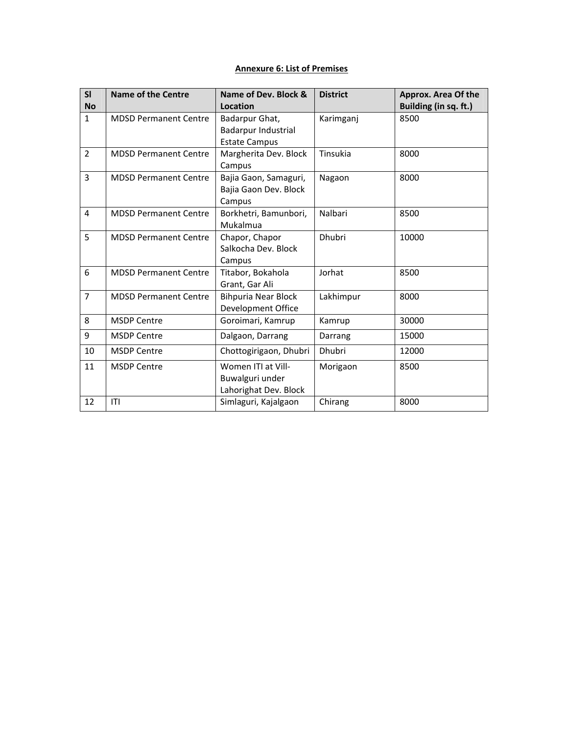**Annexure 6: List of Premises**

| Sl No | Name of the Centre | Name of Dev. Block & Location | District | Approx. Area Of the Building (in sq. ft.) |
|---|---|---|---|---|
| 1 | MDSD Permanent Centre | Badarpur Ghat, Badarpur Industrial Estate Campus | Karimganj | 8500 |
| 2 | MDSD Permanent Centre | Margherita Dev. Block Campus | Tinsukia | 8000 |
| 3 | MDSD Permanent Centre | Bajia Gaon, Samaguri, Bajia Gaon Dev. Block Campus | Nagaon | 8000 |
| 4 | MDSD Permanent Centre | Borkhetri, Bamunbori, Mukalmua | Nalbari | 8500 |
| 5 | MDSD Permanent Centre | Chapor, Chapor Salkocha Dev. Block Campus | Dhubri | 10000 |
| 6 | MDSD Permanent Centre | Titabor, Bokahola Grant, Gar Ali | Jorhat | 8500 |
| 7 | MDSD Permanent Centre | Bihpuria Near Block Development Office | Lakhimpur | 8000 |
| 8 | MSDP Centre | Goroimari, Kamrup | Kamrup | 30000 |
| 9 | MSDP Centre | Dalgaon, Darrang | Darrang | 15000 |
| 10 | MSDP Centre | Chottogirigaon, Dhubri | Dhubri | 12000 |
| 11 | MSDP Centre | Women ITI at Vill-Buwalguri under Lahorighat Dev. Block | Morigaon | 8500 |
| 12 | ITI | Simlaguri, Kajalgaon | Chirang | 8000 |